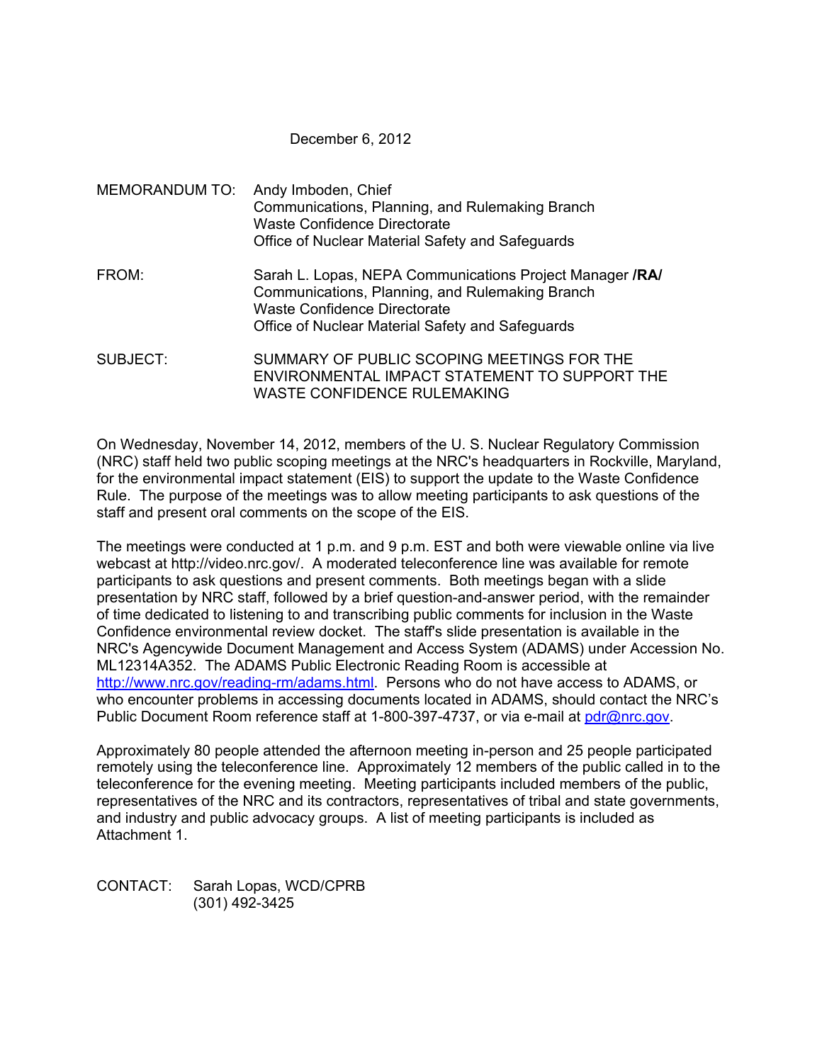December 6, 2012

MEMORANDUM TO: Andy Imboden, Chief
Communications, Planning, and Rulemaking Branch
Waste Confidence Directorate
Office of Nuclear Material Safety and Safeguards

FROM: Sarah L. Lopas, NEPA Communications Project Manager **/RA/**
Communications, Planning, and Rulemaking Branch
Waste Confidence Directorate
Office of Nuclear Material Safety and Safeguards

SUBJECT: SUMMARY OF PUBLIC SCOPING MEETINGS FOR THE ENVIRONMENTAL IMPACT STATEMENT TO SUPPORT THE WASTE CONFIDENCE RULEMAKING

On Wednesday, November 14, 2012, members of the U. S. Nuclear Regulatory Commission (NRC) staff held two public scoping meetings at the NRC's headquarters in Rockville, Maryland, for the environmental impact statement (EIS) to support the update to the Waste Confidence Rule. The purpose of the meetings was to allow meeting participants to ask questions of the staff and present oral comments on the scope of the EIS.

The meetings were conducted at 1 p.m. and 9 p.m. EST and both were viewable online via live webcast at http://video.nrc.gov/. A moderated teleconference line was available for remote participants to ask questions and present comments. Both meetings began with a slide presentation by NRC staff, followed by a brief question-and-answer period, with the remainder of time dedicated to listening to and transcribing public comments for inclusion in the Waste Confidence environmental review docket. The staff's slide presentation is available in the NRC's Agencywide Document Management and Access System (ADAMS) under Accession No. ML12314A352. The ADAMS Public Electronic Reading Room is accessible at http://www.nrc.gov/reading-rm/adams.html. Persons who do not have access to ADAMS, or who encounter problems in accessing documents located in ADAMS, should contact the NRC's Public Document Room reference staff at 1-800-397-4737, or via e-mail at pdr@nrc.gov.

Approximately 80 people attended the afternoon meeting in-person and 25 people participated remotely using the teleconference line. Approximately 12 members of the public called in to the teleconference for the evening meeting. Meeting participants included members of the public, representatives of the NRC and its contractors, representatives of tribal and state governments, and industry and public advocacy groups. A list of meeting participants is included as Attachment 1.

CONTACT: Sarah Lopas, WCD/CPRB
(301) 492-3425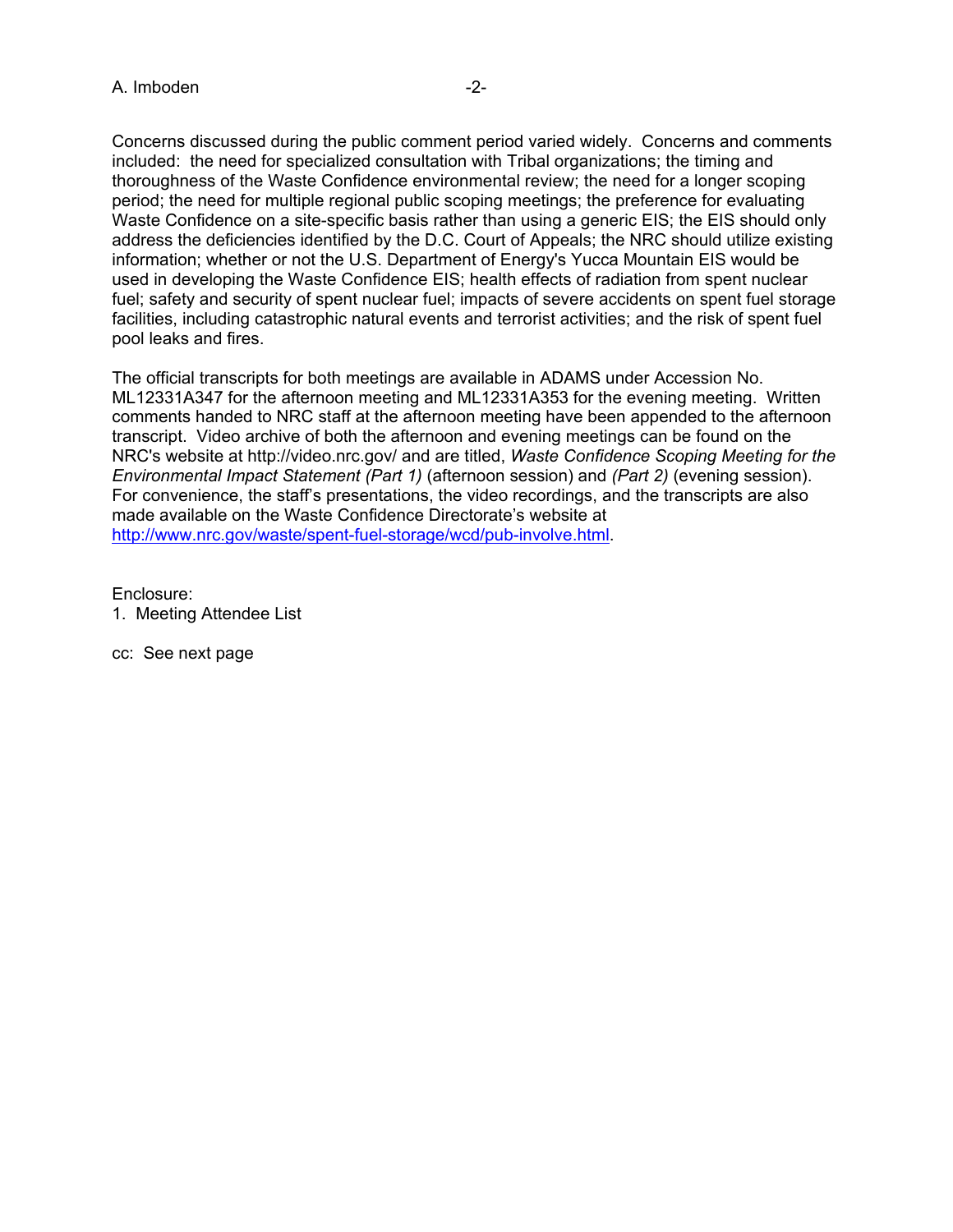Concerns discussed during the public comment period varied widely. Concerns and comments included: the need for specialized consultation with Tribal organizations; the timing and thoroughness of the Waste Confidence environmental review; the need for a longer scoping period; the need for multiple regional public scoping meetings; the preference for evaluating Waste Confidence on a site-specific basis rather than using a generic EIS; the EIS should only address the deficiencies identified by the D.C. Court of Appeals; the NRC should utilize existing information; whether or not the U.S. Department of Energy's Yucca Mountain EIS would be used in developing the Waste Confidence EIS; health effects of radiation from spent nuclear fuel; safety and security of spent nuclear fuel; impacts of severe accidents on spent fuel storage facilities, including catastrophic natural events and terrorist activities; and the risk of spent fuel pool leaks and fires.

The official transcripts for both meetings are available in ADAMS under Accession No. ML12331A347 for the afternoon meeting and ML12331A353 for the evening meeting. Written comments handed to NRC staff at the afternoon meeting have been appended to the afternoon transcript. Video archive of both the afternoon and evening meetings can be found on the NRC's website at http://video.nrc.gov/ and are titled, *Waste Confidence Scoping Meeting for the Environmental Impact Statement (Part 1)* (afternoon session) and *(Part 2)* (evening session). For convenience, the staff's presentations, the video recordings, and the transcripts are also made available on the Waste Confidence Directorate's website at http://www.nrc.gov/waste/spent-fuel-storage/wcd/pub-involve.html.

Enclosure:
1. Meeting Attendee List

cc: See next page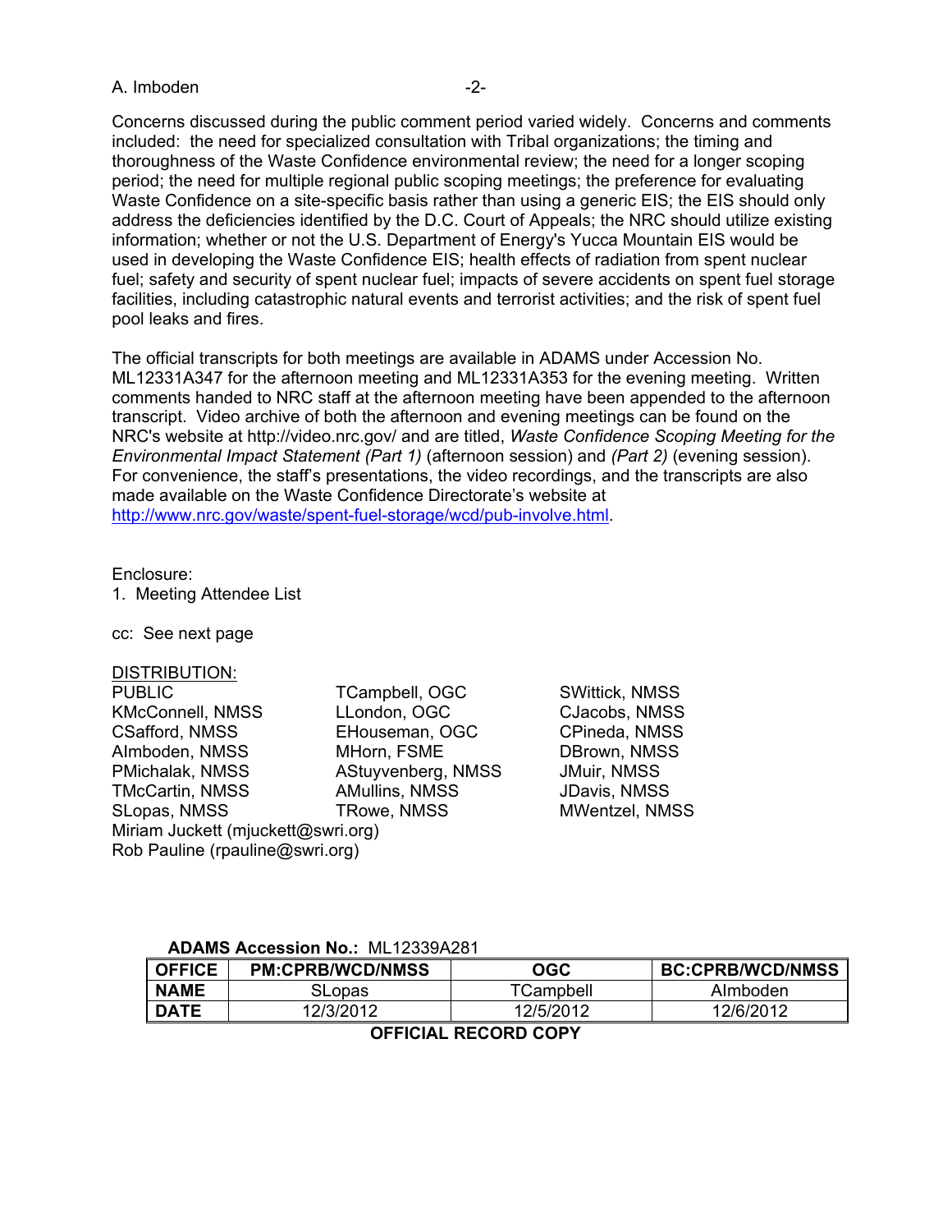Concerns discussed during the public comment period varied widely. Concerns and comments included: the need for specialized consultation with Tribal organizations; the timing and thoroughness of the Waste Confidence environmental review; the need for a longer scoping period; the need for multiple regional public scoping meetings; the preference for evaluating Waste Confidence on a site-specific basis rather than using a generic EIS; the EIS should only address the deficiencies identified by the D.C. Court of Appeals; the NRC should utilize existing information; whether or not the U.S. Department of Energy's Yucca Mountain EIS would be used in developing the Waste Confidence EIS; health effects of radiation from spent nuclear fuel; safety and security of spent nuclear fuel; impacts of severe accidents on spent fuel storage facilities, including catastrophic natural events and terrorist activities; and the risk of spent fuel pool leaks and fires.

The official transcripts for both meetings are available in ADAMS under Accession No. ML12331A347 for the afternoon meeting and ML12331A353 for the evening meeting. Written comments handed to NRC staff at the afternoon meeting have been appended to the afternoon transcript. Video archive of both the afternoon and evening meetings can be found on the NRC's website at http://video.nrc.gov/ and are titled, *Waste Confidence Scoping Meeting for the Environmental Impact Statement (Part 1)* (afternoon session) and *(Part 2)* (evening session). For convenience, the staff's presentations, the video recordings, and the transcripts are also made available on the Waste Confidence Directorate's website at http://www.nrc.gov/waste/spent-fuel-storage/wcd/pub-involve.html.

Enclosure:
1. Meeting Attendee List

cc: See next page

DISTRIBUTION:

PUBLIC
KMcConnell, NMSS
CSafford, NMSS
AImboden, NMSS
PMichalak, NMSS
TMcCartin, NMSS
SLopas, NMSS
TCampbell, OGC
LLondon, OGC
EHouseman, OGC
MHorn, FSME
AStuyvenberg, NMSS
AMullins, NMSS
TRowe, NMSS
SWittick, NMSS
CJacobs, NMSS
CPineda, NMSS
DBrown, NMSS
JMuir, NMSS
JDavis, NMSS
MWentzel, NMSS
Miriam Juckett (mjuckett@swri.org)
Rob Pauline (rpauline@swri.org)

**ADAMS Accession No.:** ML12339A281

| OFFICE | PM:CPRB/WCD/NMSS | OGC | BC:CPRB/WCD/NMSS |
|---|---|---|---|
| NAME | SLopas | TCampbell | AImboden |
| DATE | 12/3/2012 | 12/5/2012 | 12/6/2012 |

**OFFICIAL RECORD COPY**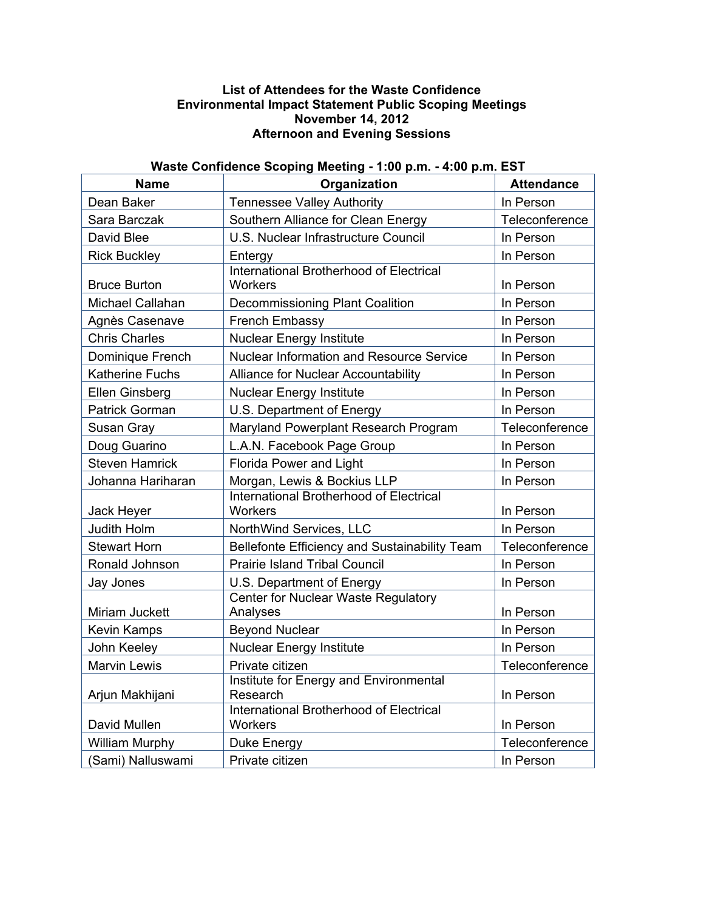**List of Attendees for the Waste Confidence Environmental Impact Statement Public Scoping Meetings November 14, 2012 Afternoon and Evening Sessions**

**Waste Confidence Scoping Meeting - 1:00 p.m. - 4:00 p.m. EST**

| Name | Organization | Attendance |
|---|---|---|
| Dean Baker | Tennessee Valley Authority | In Person |
| Sara Barczak | Southern Alliance for Clean Energy | Teleconference |
| David Blee | U.S. Nuclear Infrastructure Council | In Person |
| Rick Buckley | Entergy | In Person |
| Bruce Burton | International Brotherhood of Electrical Workers | In Person |
| Michael Callahan | Decommissioning Plant Coalition | In Person |
| Agnès Casenave | French Embassy | In Person |
| Chris Charles | Nuclear Energy Institute | In Person |
| Dominique French | Nuclear Information and Resource Service | In Person |
| Katherine Fuchs | Alliance for Nuclear Accountability | In Person |
| Ellen Ginsberg | Nuclear Energy Institute | In Person |
| Patrick Gorman | U.S. Department of Energy | In Person |
| Susan Gray | Maryland Powerplant Research Program | Teleconference |
| Doug Guarino | L.A.N. Facebook Page Group | In Person |
| Steven Hamrick | Florida Power and Light | In Person |
| Johanna Hariharan | Morgan, Lewis & Bockius LLP | In Person |
| Jack Heyer | International Brotherhood of Electrical Workers | In Person |
| Judith Holm | NorthWind Services, LLC | In Person |
| Stewart Horn | Bellefonte Efficiency and Sustainability Team | Teleconference |
| Ronald Johnson | Prairie Island Tribal Council | In Person |
| Jay Jones | U.S. Department of Energy | In Person |
| Miriam Juckett | Center for Nuclear Waste Regulatory Analyses | In Person |
| Kevin Kamps | Beyond Nuclear | In Person |
| John Keeley | Nuclear Energy Institute | In Person |
| Marvin Lewis | Private citizen | Teleconference |
| Arjun Makhijani | Institute for Energy and Environmental Research | In Person |
| David Mullen | International Brotherhood of Electrical Workers | In Person |
| William Murphy | Duke Energy | Teleconference |
| (Sami) Nalluswami | Private citizen | In Person |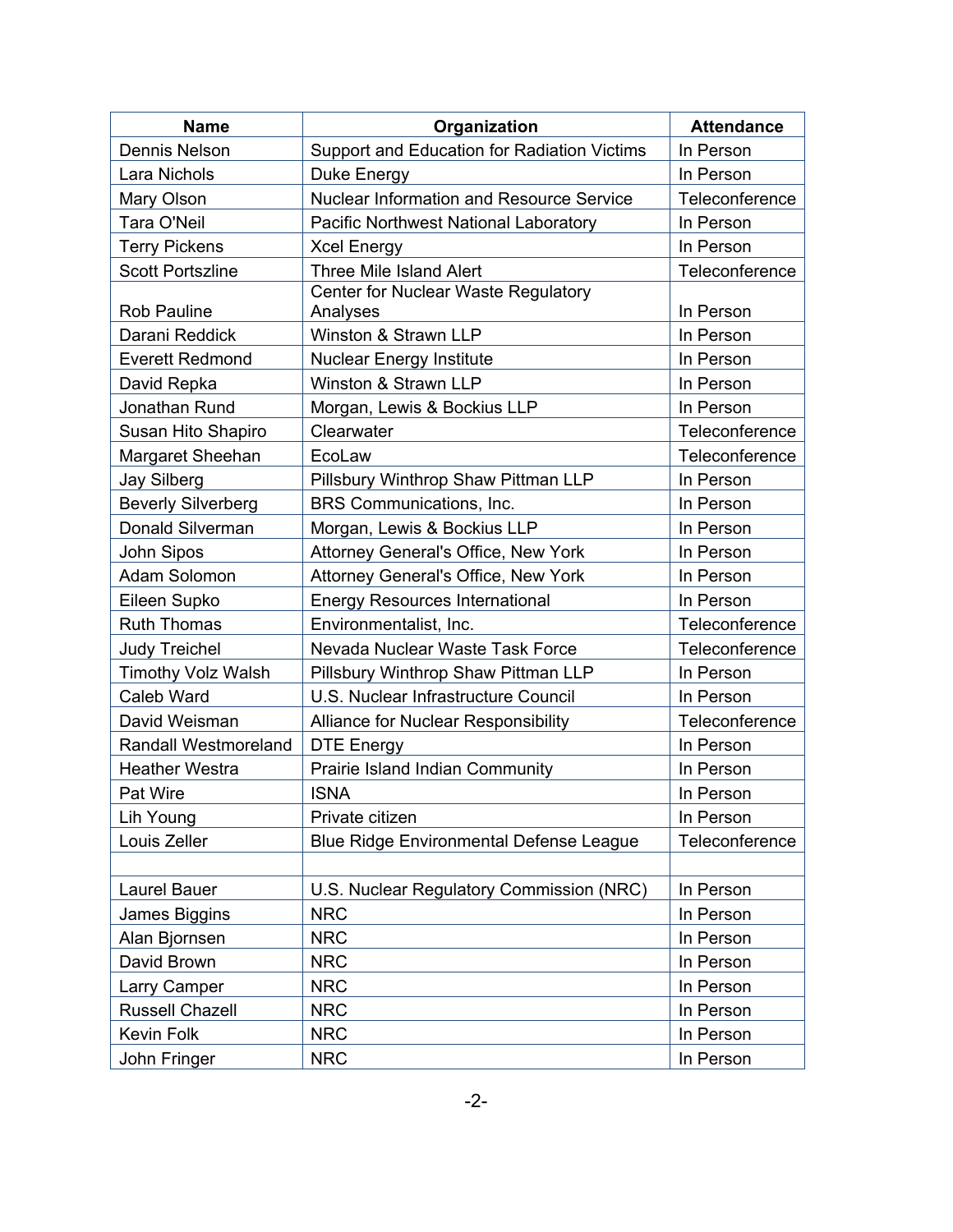| Name | Organization | Attendance |
| --- | --- | --- |
| Dennis Nelson | Support and Education for Radiation Victims | In Person |
| Lara Nichols | Duke Energy | In Person |
| Mary Olson | Nuclear Information and Resource Service | Teleconference |
| Tara O'Neil | Pacific Northwest National Laboratory | In Person |
| Terry Pickens | Xcel Energy | In Person |
| Scott Portszline | Three Mile Island Alert | Teleconference |
| Rob Pauline | Center for Nuclear Waste Regulatory Analyses | In Person |
| Darani Reddick | Winston & Strawn LLP | In Person |
| Everett Redmond | Nuclear Energy Institute | In Person |
| David Repka | Winston & Strawn LLP | In Person |
| Jonathan Rund | Morgan, Lewis & Bockius LLP | In Person |
| Susan Hito Shapiro | Clearwater | Teleconference |
| Margaret Sheehan | EcoLaw | Teleconference |
| Jay Silberg | Pillsbury Winthrop Shaw Pittman LLP | In Person |
| Beverly Silverberg | BRS Communications, Inc. | In Person |
| Donald Silverman | Morgan, Lewis & Bockius LLP | In Person |
| John Sipos | Attorney General's Office, New York | In Person |
| Adam Solomon | Attorney General's Office, New York | In Person |
| Eileen Supko | Energy Resources International | In Person |
| Ruth Thomas | Environmentalist, Inc. | Teleconference |
| Judy Treichel | Nevada Nuclear Waste Task Force | Teleconference |
| Timothy Volz Walsh | Pillsbury Winthrop Shaw Pittman LLP | In Person |
| Caleb Ward | U.S. Nuclear Infrastructure Council | In Person |
| David Weisman | Alliance for Nuclear Responsibility | Teleconference |
| Randall Westmoreland | DTE Energy | In Person |
| Heather Westra | Prairie Island Indian Community | In Person |
| Pat Wire | ISNA | In Person |
| Lih Young | Private citizen | In Person |
| Louis Zeller | Blue Ridge Environmental Defense League | Teleconference |
| | | |
| Laurel Bauer | U.S. Nuclear Regulatory Commission (NRC) | In Person |
| James Biggins | NRC | In Person |
| Alan Bjornsen | NRC | In Person |
| David Brown | NRC | In Person |
| Larry Camper | NRC | In Person |
| Russell Chazell | NRC | In Person |
| Kevin Folk | NRC | In Person |
| John Fringer | NRC | In Person |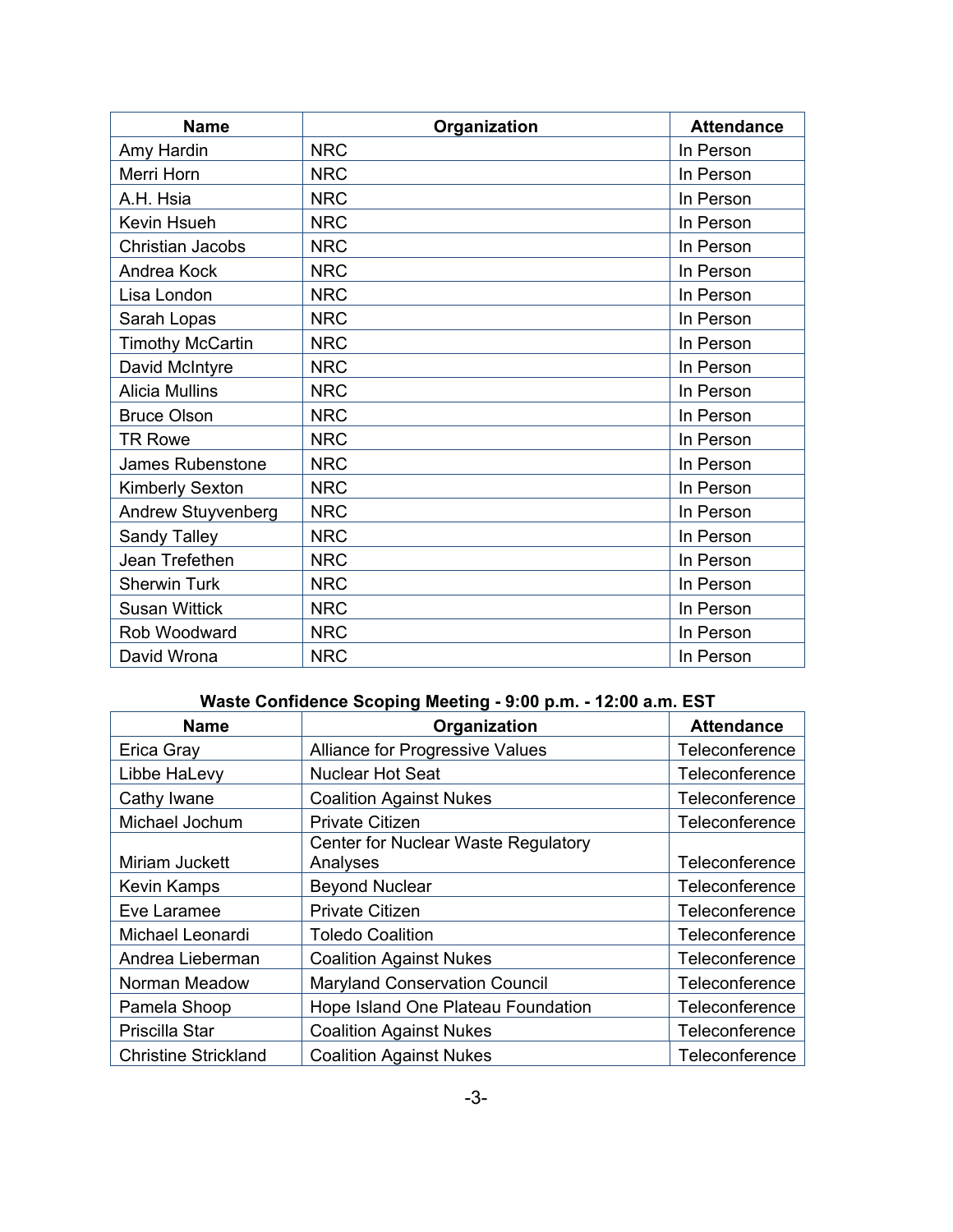| Name | Organization | Attendance |
| --- | --- | --- |
| Amy Hardin | NRC | In Person |
| Merri Horn | NRC | In Person |
| A.H. Hsia | NRC | In Person |
| Kevin Hsueh | NRC | In Person |
| Christian Jacobs | NRC | In Person |
| Andrea Kock | NRC | In Person |
| Lisa London | NRC | In Person |
| Sarah Lopas | NRC | In Person |
| Timothy McCartin | NRC | In Person |
| David McIntyre | NRC | In Person |
| Alicia Mullins | NRC | In Person |
| Bruce Olson | NRC | In Person |
| TR Rowe | NRC | In Person |
| James Rubenstone | NRC | In Person |
| Kimberly Sexton | NRC | In Person |
| Andrew Stuyvenberg | NRC | In Person |
| Sandy Talley | NRC | In Person |
| Jean Trefethen | NRC | In Person |
| Sherwin Turk | NRC | In Person |
| Susan Wittick | NRC | In Person |
| Rob Woodward | NRC | In Person |
| David Wrona | NRC | In Person |

**Waste Confidence Scoping Meeting - 9:00 p.m. - 12:00 a.m. EST**

| Name | Organization | Attendance |
| --- | --- | --- |
| Erica Gray | Alliance for Progressive Values | Teleconference |
| Libbe HaLevy | Nuclear Hot Seat | Teleconference |
| Cathy Iwane | Coalition Against Nukes | Teleconference |
| Michael Jochum | Private Citizen | Teleconference |
| Miriam Juckett | Center for Nuclear Waste Regulatory Analyses | Teleconference |
| Kevin Kamps | Beyond Nuclear | Teleconference |
| Eve Laramee | Private Citizen | Teleconference |
| Michael Leonardi | Toledo Coalition | Teleconference |
| Andrea Lieberman | Coalition Against Nukes | Teleconference |
| Norman Meadow | Maryland Conservation Council | Teleconference |
| Pamela Shoop | Hope Island One Plateau Foundation | Teleconference |
| Priscilla Star | Coalition Against Nukes | Teleconference |
| Christine Strickland | Coalition Against Nukes | Teleconference |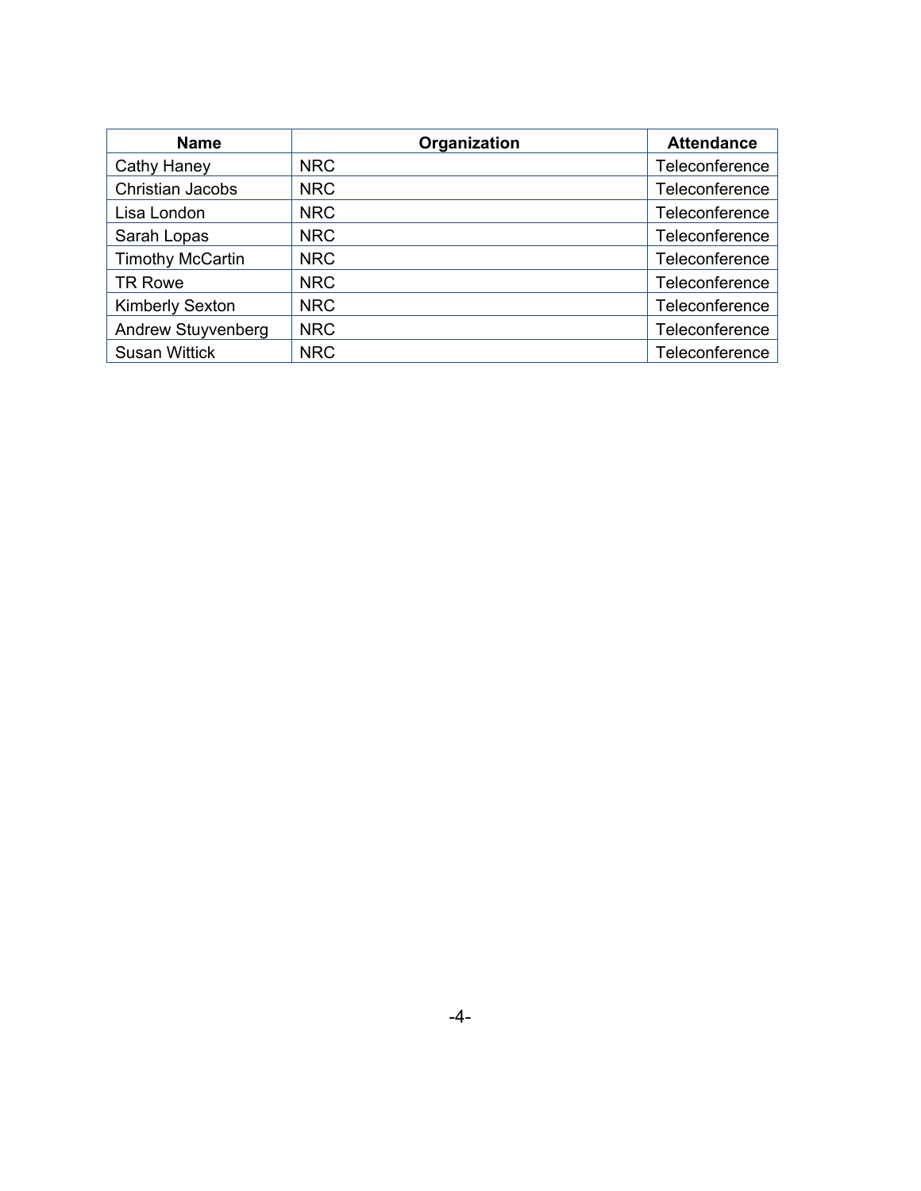| Name | Organization | Attendance |
|---|---|---|
| Cathy Haney | NRC | Teleconference |
| Christian Jacobs | NRC | Teleconference |
| Lisa London | NRC | Teleconference |
| Sarah Lopas | NRC | Teleconference |
| Timothy McCartin | NRC | Teleconference |
| TR Rowe | NRC | Teleconference |
| Kimberly Sexton | NRC | Teleconference |
| Andrew Stuyvenberg | NRC | Teleconference |
| Susan Wittick | NRC | Teleconference |